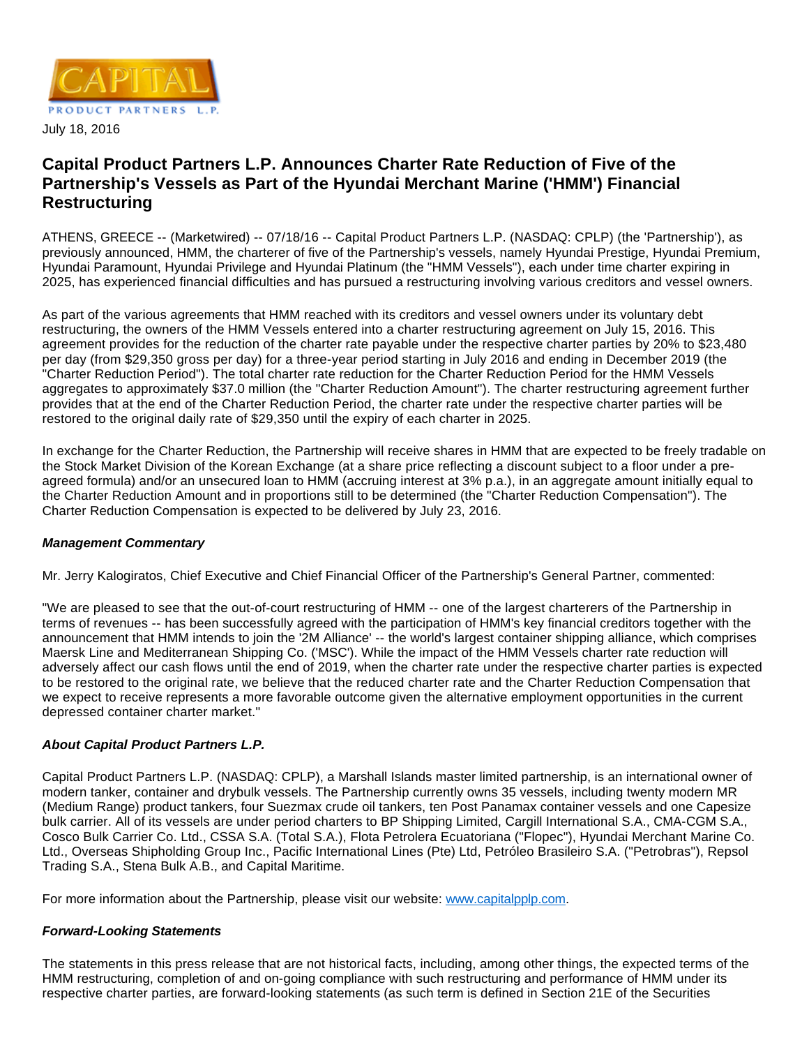July 18, 2016

# Capital Product Partners L.P. Announces Charter Rate Reduction of Five of the Partnership's Vessels as Part of the Hyundai Merchant Marine ('HMM') Financial Restructuring

ATHENS, GREECE -- (Marketwired) -- 07/18/16 -- Capital Product Partners L.P. (NASDAQ: CPLP) (the 'Partnership'), as previously announced, HMM, the charterer of five of the Partnership's vessels, namely Hyundai Prestige, Hyundai Premium, Hyundai Paramount, Hyundai Privilege and Hyundai Platinum (the "HMM Vessels"), each under time charter expiring in 2025, has experienced financial difficulties and has pursued a restructuring involving various creditors and vessel owners.

As part of the various agreements that HMM reached with its creditors and vessel owners under its voluntary debt restructuring, the owners of the HMM Vessels entered into a charter restructuring agreement on July 15, 2016. This agreement provides for the reduction of the charter rate payable under the respective charter parties by 20% to $23,480 per day (from $29,350 gross per day) for a three-year period starting in July 2016 and ending in December 2019 (the "Charter Reduction Period"). The total charter rate reduction for the Charter Reduction Period for the HMM Vessels aggregates to approximately $37.0 million (the "Charter Reduction Amount"). The charter restructuring agreement further provides that at the end of the Charter Reduction Period, the charter rate under the respective charter parties will be restored to the original daily rate of $29,350 until the expiry of each charter in 2025.

In exchange for the Charter Reduction, the Partnership will receive shares in HMM that are expected to be freely tradable on the Stock Market Division of the Korean Exchange (at a share price reflecting a discount subject to a floor under a pre-agreed formula) and/or an unsecured loan to HMM (accruing interest at 3% p.a.), in an aggregate amount initially equal to the Charter Reduction Amount and in proportions still to be determined (the "Charter Reduction Compensation"). The Charter Reduction Compensation is expected to be delivered by July 23, 2016.

### *Management Commentary*

Mr. Jerry Kalogiratos, Chief Executive and Chief Financial Officer of the Partnership's General Partner, commented:

"We are pleased to see that the out-of-court restructuring of HMM -- one of the largest charterers of the Partnership in terms of revenues -- has been successfully agreed with the participation of HMM's key financial creditors together with the announcement that HMM intends to join the '2M Alliance' -- the world's largest container shipping alliance, which comprises Maersk Line and Mediterranean Shipping Co. ('MSC'). While the impact of the HMM Vessels charter rate reduction will adversely affect our cash flows until the end of 2019, when the charter rate under the respective charter parties is expected to be restored to the original rate, we believe that the reduced charter rate and the Charter Reduction Compensation that we expect to receive represents a more favorable outcome given the alternative employment opportunities in the current depressed container charter market."

### *About Capital Product Partners L.P.*

Capital Product Partners L.P. (NASDAQ: CPLP), a Marshall Islands master limited partnership, is an international owner of modern tanker, container and drybulk vessels. The Partnership currently owns 35 vessels, including twenty modern MR (Medium Range) product tankers, four Suezmax crude oil tankers, ten Post Panamax container vessels and one Capesize bulk carrier. All of its vessels are under period charters to BP Shipping Limited, Cargill International S.A., CMA-CGM S.A., Cosco Bulk Carrier Co. Ltd., CSSA S.A. (Total S.A.), Flota Petrolera Ecuatoriana ("Flopec"), Hyundai Merchant Marine Co. Ltd., Overseas Shipholding Group Inc., Pacific International Lines (Pte) Ltd, Petróleo Brasileiro S.A. ("Petrobras"), Repsol Trading S.A., Stena Bulk A.B., and Capital Maritime.

For more information about the Partnership, please visit our website: www.capitalpplp.com.

### *Forward-Looking Statements*

The statements in this press release that are not historical facts, including, among other things, the expected terms of the HMM restructuring, completion of and on-going compliance with such restructuring and performance of HMM under its respective charter parties, are forward-looking statements (as such term is defined in Section 21E of the Securities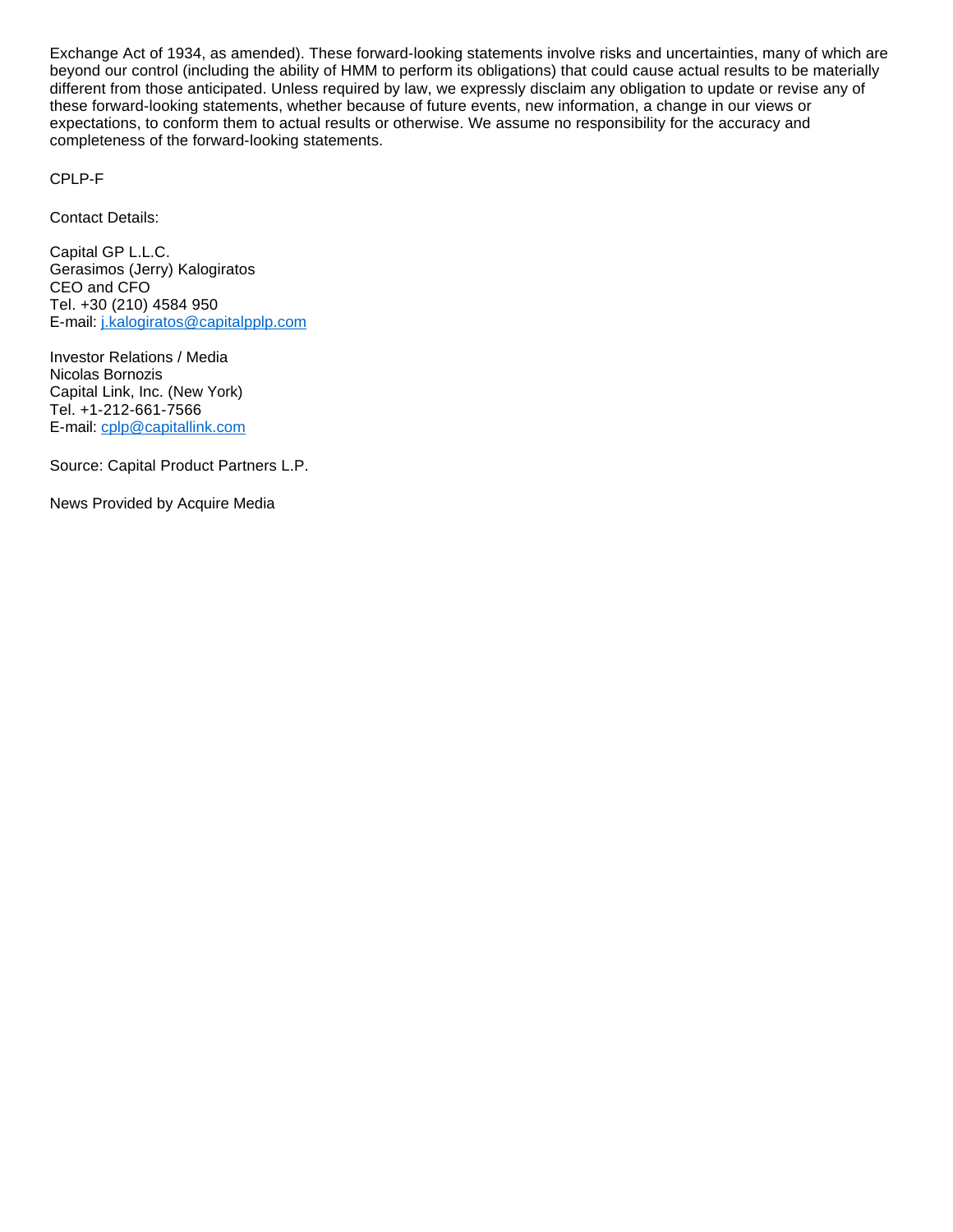Exchange Act of 1934, as amended). These forward-looking statements involve risks and uncertainties, many of which are beyond our control (including the ability of HMM to perform its obligations) that could cause actual results to be materially different from those anticipated. Unless required by law, we expressly disclaim any obligation to update or revise any of these forward-looking statements, whether because of future events, new information, a change in our views or expectations, to conform them to actual results or otherwise. We assume no responsibility for the accuracy and completeness of the forward-looking statements.

CPLP-F

Contact Details:

Capital GP L.L.C.
Gerasimos (Jerry) Kalogiratos
CEO and CFO
Tel. +30 (210) 4584 950
E-mail: j.kalogiratos@capitalpplp.com

Investor Relations / Media
Nicolas Bornozis
Capital Link, Inc. (New York)
Tel. +1-212-661-7566
E-mail: cplp@capitallink.com

Source: Capital Product Partners L.P.

News Provided by Acquire Media